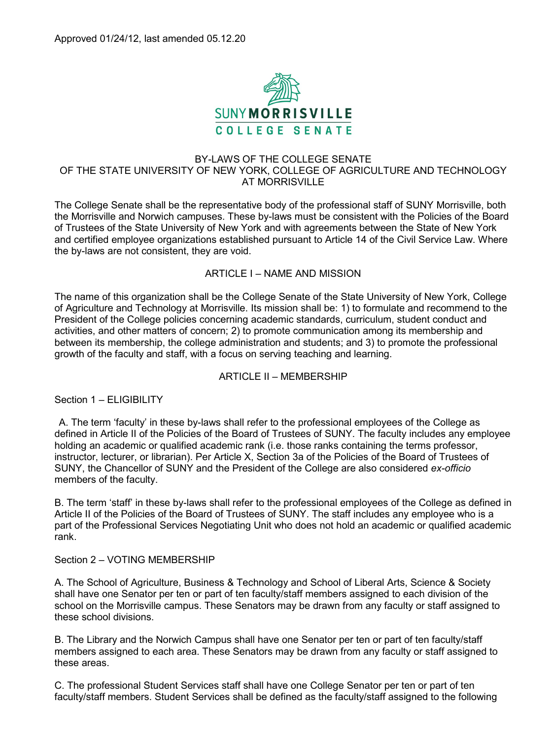Approved 01/24/12, last amended 05.12.20

SUNY MORRISVILLE
COLLEGE SENATE

# BY-LAWS OF THE COLLEGE SENATE OF THE STATE UNIVERSITY OF NEW YORK, COLLEGE OF AGRICULTURE AND TECHNOLOGY AT MORRISVILLE

The College Senate shall be the representative body of the professional staff of SUNY Morrisville, both the Morrisville and Norwich campuses. These by-laws must be consistent with the Policies of the Board of Trustees of the State University of New York and with agreements between the State of New York and certified employee organizations established pursuant to Article 14 of the Civil Service Law. Where the by-laws are not consistent, they are void.

## ARTICLE I – NAME AND MISSION

The name of this organization shall be the College Senate of the State University of New York, College of Agriculture and Technology at Morrisville. Its mission shall be: 1) to formulate and recommend to the President of the College policies concerning academic standards, curriculum, student conduct and activities, and other matters of concern; 2) to promote communication among its membership and between its membership, the college administration and students; and 3) to promote the professional growth of the faculty and staff, with a focus on serving teaching and learning.

## ARTICLE II – MEMBERSHIP

### Section 1 – ELIGIBILITY

A. The term 'faculty' in these by-laws shall refer to the professional employees of the College as defined in Article II of the Policies of the Board of Trustees of SUNY. The faculty includes any employee holding an academic or qualified academic rank (i.e. those ranks containing the terms professor, instructor, lecturer, or librarian). Per Article X, Section 3a of the Policies of the Board of Trustees of SUNY, the Chancellor of SUNY and the President of the College are also considered *ex-officio* members of the faculty.

B. The term 'staff' in these by-laws shall refer to the professional employees of the College as defined in Article II of the Policies of the Board of Trustees of SUNY. The staff includes any employee who is a part of the Professional Services Negotiating Unit who does not hold an academic or qualified academic rank.

### Section 2 – VOTING MEMBERSHIP

A. The School of Agriculture, Business & Technology and School of Liberal Arts, Science & Society shall have one Senator per ten or part of ten faculty/staff members assigned to each division of the school on the Morrisville campus. These Senators may be drawn from any faculty or staff assigned to these school divisions.

B. The Library and the Norwich Campus shall have one Senator per ten or part of ten faculty/staff members assigned to each area. These Senators may be drawn from any faculty or staff assigned to these areas.

C. The professional Student Services staff shall have one College Senator per ten or part of ten faculty/staff members. Student Services shall be defined as the faculty/staff assigned to the following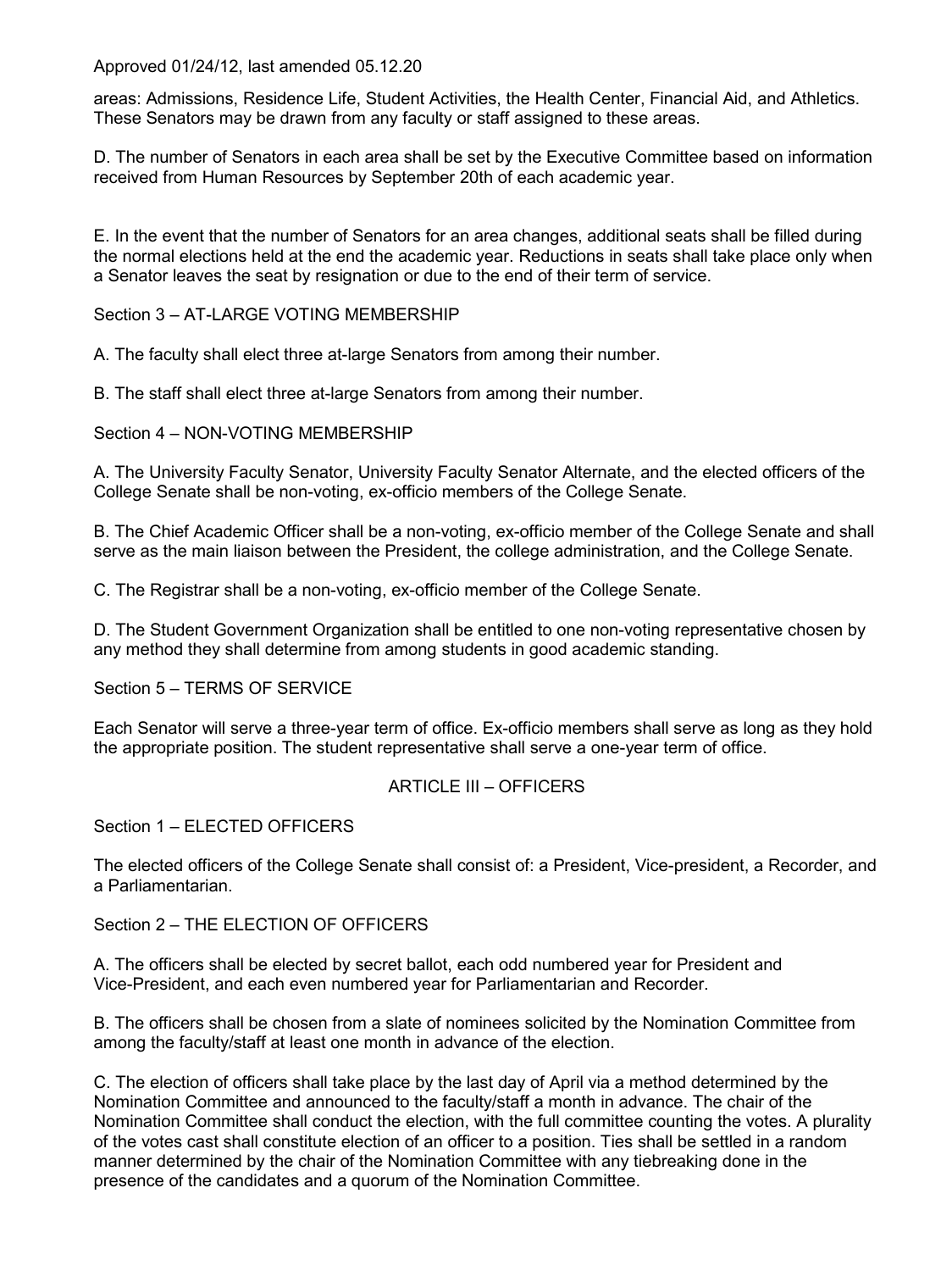areas: Admissions, Residence Life, Student Activities, the Health Center, Financial Aid, and Athletics. These Senators may be drawn from any faculty or staff assigned to these areas.

D. The number of Senators in each area shall be set by the Executive Committee based on information received from Human Resources by September 20th of each academic year.

E. In the event that the number of Senators for an area changes, additional seats shall be filled during the normal elections held at the end the academic year. Reductions in seats shall take place only when a Senator leaves the seat by resignation or due to the end of their term of service.

Section 3 – AT-LARGE VOTING MEMBERSHIP

A. The faculty shall elect three at-large Senators from among their number.

B. The staff shall elect three at-large Senators from among their number.

Section 4 – NON-VOTING MEMBERSHIP

A. The University Faculty Senator, University Faculty Senator Alternate, and the elected officers of the College Senate shall be non-voting, ex-officio members of the College Senate.

B. The Chief Academic Officer shall be a non-voting, ex-officio member of the College Senate and shall serve as the main liaison between the President, the college administration, and the College Senate.

C. The Registrar shall be a non-voting, ex-officio member of the College Senate.

D. The Student Government Organization shall be entitled to one non-voting representative chosen by any method they shall determine from among students in good academic standing.

Section 5 – TERMS OF SERVICE

Each Senator will serve a three-year term of office. Ex-officio members shall serve as long as they hold the appropriate position. The student representative shall serve a one-year term of office.

## ARTICLE III – OFFICERS

Section 1 – ELECTED OFFICERS

The elected officers of the College Senate shall consist of: a President, Vice-president, a Recorder, and a Parliamentarian.

Section 2 – THE ELECTION OF OFFICERS

A. The officers shall be elected by secret ballot, each odd numbered year for President and Vice-President, and each even numbered year for Parliamentarian and Recorder.

B. The officers shall be chosen from a slate of nominees solicited by the Nomination Committee from among the faculty/staff at least one month in advance of the election.

C. The election of officers shall take place by the last day of April via a method determined by the Nomination Committee and announced to the faculty/staff a month in advance. The chair of the Nomination Committee shall conduct the election, with the full committee counting the votes. A plurality of the votes cast shall constitute election of an officer to a position. Ties shall be settled in a random manner determined by the chair of the Nomination Committee with any tiebreaking done in the presence of the candidates and a quorum of the Nomination Committee.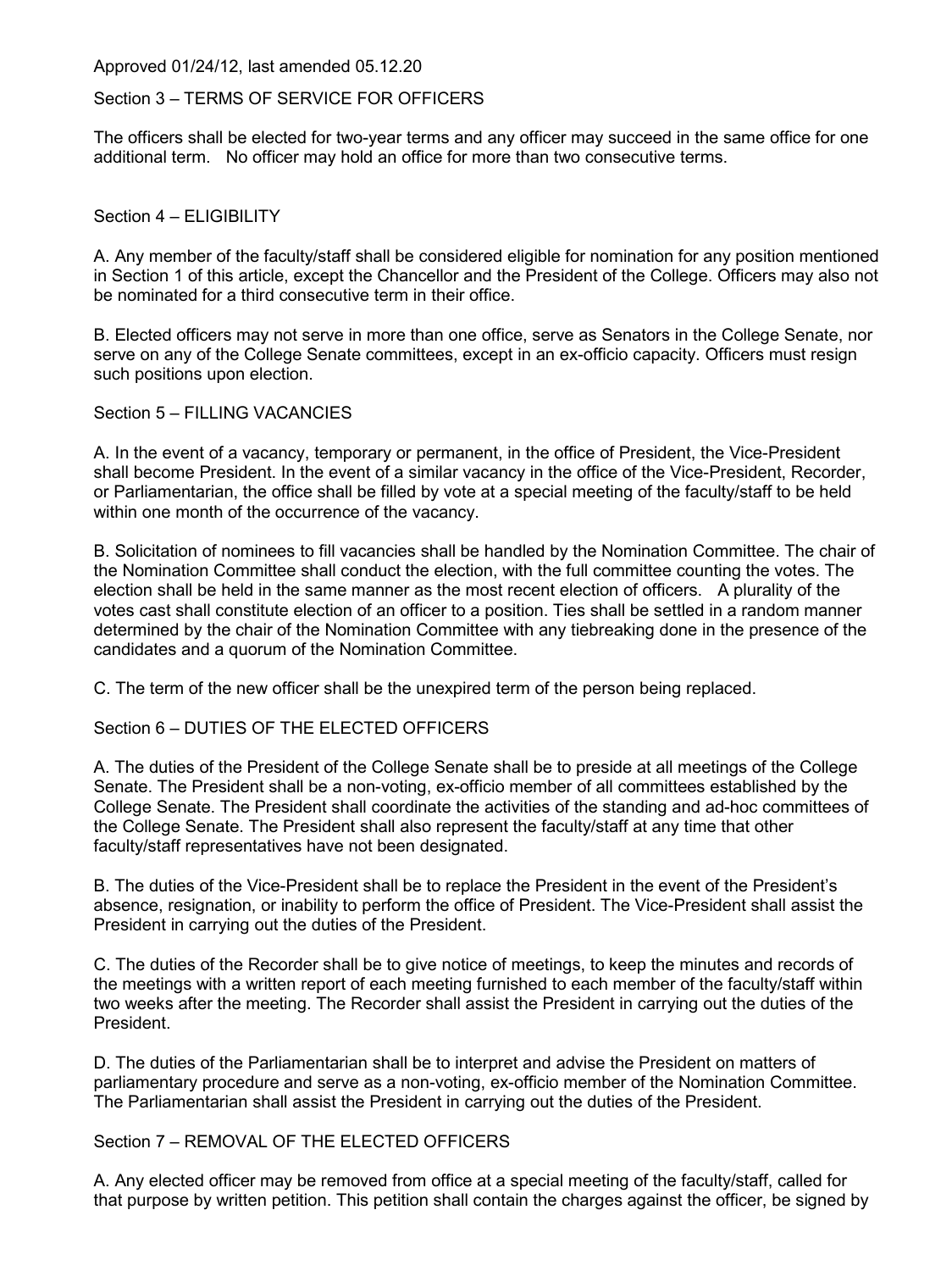Approved 01/24/12, last amended 05.12.20

## Section 3 – TERMS OF SERVICE FOR OFFICERS

The officers shall be elected for two-year terms and any officer may succeed in the same office for one additional term. No officer may hold an office for more than two consecutive terms.

## Section 4 – ELIGIBILITY

A. Any member of the faculty/staff shall be considered eligible for nomination for any position mentioned in Section 1 of this article, except the Chancellor and the President of the College. Officers may also not be nominated for a third consecutive term in their office.

B. Elected officers may not serve in more than one office, serve as Senators in the College Senate, nor serve on any of the College Senate committees, except in an ex-officio capacity. Officers must resign such positions upon election.

## Section 5 – FILLING VACANCIES

A. In the event of a vacancy, temporary or permanent, in the office of President, the Vice-President shall become President. In the event of a similar vacancy in the office of the Vice-President, Recorder, or Parliamentarian, the office shall be filled by vote at a special meeting of the faculty/staff to be held within one month of the occurrence of the vacancy.

B. Solicitation of nominees to fill vacancies shall be handled by the Nomination Committee. The chair of the Nomination Committee shall conduct the election, with the full committee counting the votes. The election shall be held in the same manner as the most recent election of officers. A plurality of the votes cast shall constitute election of an officer to a position. Ties shall be settled in a random manner determined by the chair of the Nomination Committee with any tiebreaking done in the presence of the candidates and a quorum of the Nomination Committee.

C. The term of the new officer shall be the unexpired term of the person being replaced.

## Section 6 – DUTIES OF THE ELECTED OFFICERS

A. The duties of the President of the College Senate shall be to preside at all meetings of the College Senate. The President shall be a non-voting, ex-officio member of all committees established by the College Senate. The President shall coordinate the activities of the standing and ad-hoc committees of the College Senate. The President shall also represent the faculty/staff at any time that other faculty/staff representatives have not been designated.

B. The duties of the Vice-President shall be to replace the President in the event of the President's absence, resignation, or inability to perform the office of President. The Vice-President shall assist the President in carrying out the duties of the President.

C. The duties of the Recorder shall be to give notice of meetings, to keep the minutes and records of the meetings with a written report of each meeting furnished to each member of the faculty/staff within two weeks after the meeting. The Recorder shall assist the President in carrying out the duties of the President.

D. The duties of the Parliamentarian shall be to interpret and advise the President on matters of parliamentary procedure and serve as a non-voting, ex-officio member of the Nomination Committee. The Parliamentarian shall assist the President in carrying out the duties of the President.

## Section 7 – REMOVAL OF THE ELECTED OFFICERS

A. Any elected officer may be removed from office at a special meeting of the faculty/staff, called for that purpose by written petition. This petition shall contain the charges against the officer, be signed by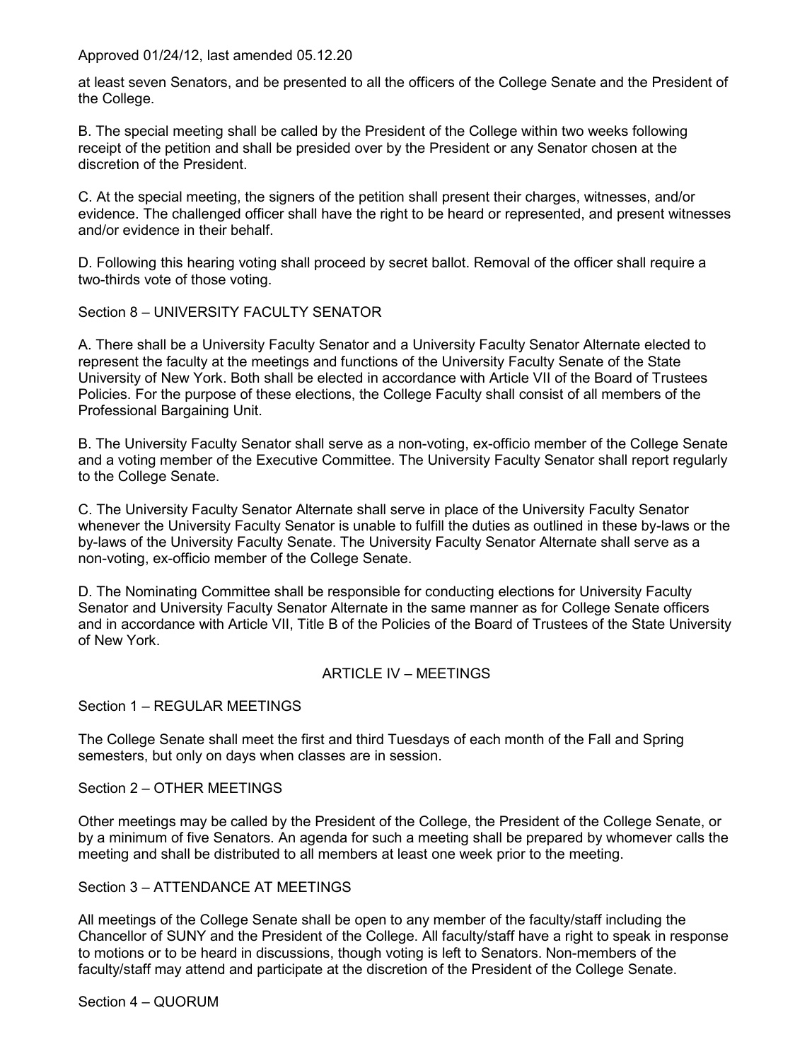at least seven Senators, and be presented to all the officers of the College Senate and the President of the College.

B. The special meeting shall be called by the President of the College within two weeks following receipt of the petition and shall be presided over by the President or any Senator chosen at the discretion of the President.

C. At the special meeting, the signers of the petition shall present their charges, witnesses, and/or evidence. The challenged officer shall have the right to be heard or represented, and present witnesses and/or evidence in their behalf.

D. Following this hearing voting shall proceed by secret ballot. Removal of the officer shall require a two-thirds vote of those voting.

### Section 8 – UNIVERSITY FACULTY SENATOR

A. There shall be a University Faculty Senator and a University Faculty Senator Alternate elected to represent the faculty at the meetings and functions of the University Faculty Senate of the State University of New York. Both shall be elected in accordance with Article VII of the Board of Trustees Policies. For the purpose of these elections, the College Faculty shall consist of all members of the Professional Bargaining Unit.

B. The University Faculty Senator shall serve as a non-voting, ex-officio member of the College Senate and a voting member of the Executive Committee. The University Faculty Senator shall report regularly to the College Senate.

C. The University Faculty Senator Alternate shall serve in place of the University Faculty Senator whenever the University Faculty Senator is unable to fulfill the duties as outlined in these by-laws or the by-laws of the University Faculty Senate. The University Faculty Senator Alternate shall serve as a non-voting, ex-officio member of the College Senate.

D. The Nominating Committee shall be responsible for conducting elections for University Faculty Senator and University Faculty Senator Alternate in the same manner as for College Senate officers and in accordance with Article VII, Title B of the Policies of the Board of Trustees of the State University of New York.

## ARTICLE IV – MEETINGS

### Section 1 – REGULAR MEETINGS

The College Senate shall meet the first and third Tuesdays of each month of the Fall and Spring semesters, but only on days when classes are in session.

### Section 2 – OTHER MEETINGS

Other meetings may be called by the President of the College, the President of the College Senate, or by a minimum of five Senators. An agenda for such a meeting shall be prepared by whomever calls the meeting and shall be distributed to all members at least one week prior to the meeting.

### Section 3 – ATTENDANCE AT MEETINGS

All meetings of the College Senate shall be open to any member of the faculty/staff including the Chancellor of SUNY and the President of the College. All faculty/staff have a right to speak in response to motions or to be heard in discussions, though voting is left to Senators. Non-members of the faculty/staff may attend and participate at the discretion of the President of the College Senate.

### Section 4 – QUORUM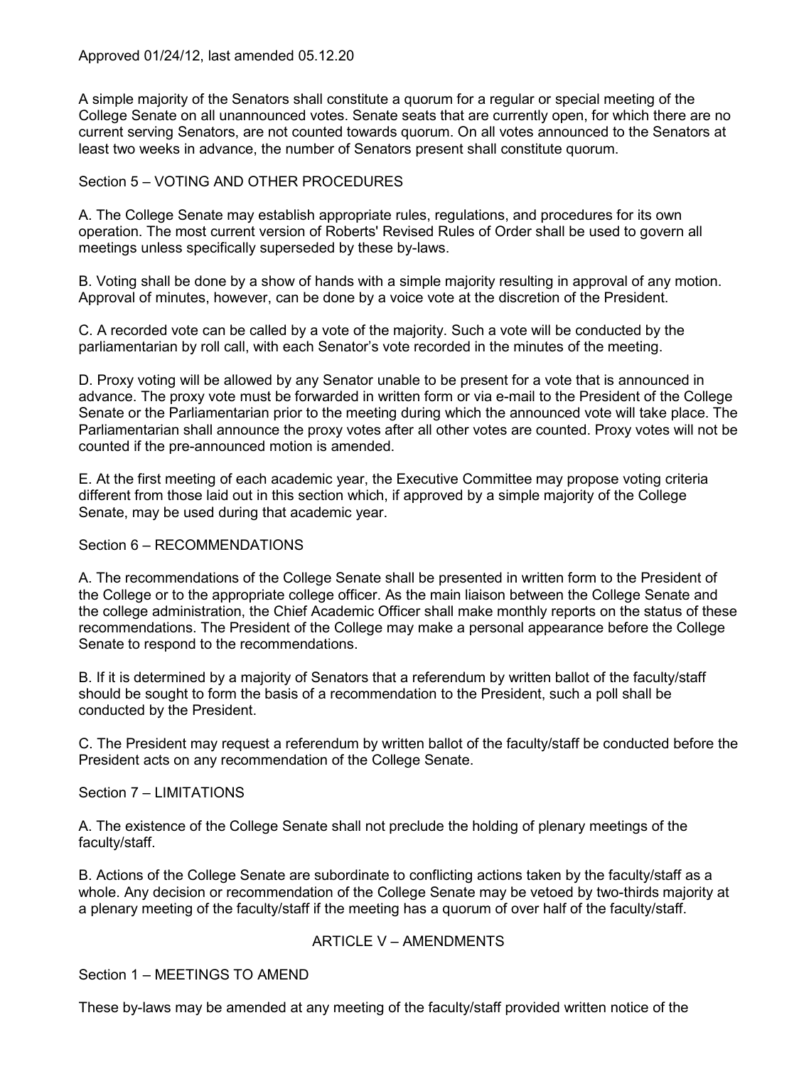Approved 01/24/12, last amended 05.12.20

A simple majority of the Senators shall constitute a quorum for a regular or special meeting of the College Senate on all unannounced votes. Senate seats that are currently open, for which there are no current serving Senators, are not counted towards quorum. On all votes announced to the Senators at least two weeks in advance, the number of Senators present shall constitute quorum.

Section 5 – VOTING AND OTHER PROCEDURES

A. The College Senate may establish appropriate rules, regulations, and procedures for its own operation. The most current version of Roberts' Revised Rules of Order shall be used to govern all meetings unless specifically superseded by these by-laws.

B. Voting shall be done by a show of hands with a simple majority resulting in approval of any motion. Approval of minutes, however, can be done by a voice vote at the discretion of the President.

C. A recorded vote can be called by a vote of the majority. Such a vote will be conducted by the parliamentarian by roll call, with each Senator's vote recorded in the minutes of the meeting.

D. Proxy voting will be allowed by any Senator unable to be present for a vote that is announced in advance. The proxy vote must be forwarded in written form or via e-mail to the President of the College Senate or the Parliamentarian prior to the meeting during which the announced vote will take place. The Parliamentarian shall announce the proxy votes after all other votes are counted. Proxy votes will not be counted if the pre-announced motion is amended.

E. At the first meeting of each academic year, the Executive Committee may propose voting criteria different from those laid out in this section which, if approved by a simple majority of the College Senate, may be used during that academic year.

Section 6 – RECOMMENDATIONS

A. The recommendations of the College Senate shall be presented in written form to the President of the College or to the appropriate college officer. As the main liaison between the College Senate and the college administration, the Chief Academic Officer shall make monthly reports on the status of these recommendations. The President of the College may make a personal appearance before the College Senate to respond to the recommendations.

B. If it is determined by a majority of Senators that a referendum by written ballot of the faculty/staff should be sought to form the basis of a recommendation to the President, such a poll shall be conducted by the President.

C. The President may request a referendum by written ballot of the faculty/staff be conducted before the President acts on any recommendation of the College Senate.

Section 7 – LIMITATIONS

A. The existence of the College Senate shall not preclude the holding of plenary meetings of the faculty/staff.

B. Actions of the College Senate are subordinate to conflicting actions taken by the faculty/staff as a whole. Any decision or recommendation of the College Senate may be vetoed by two-thirds majority at a plenary meeting of the faculty/staff if the meeting has a quorum of over half of the faculty/staff.

## ARTICLE V – AMENDMENTS

Section 1 – MEETINGS TO AMEND

These by-laws may be amended at any meeting of the faculty/staff provided written notice of the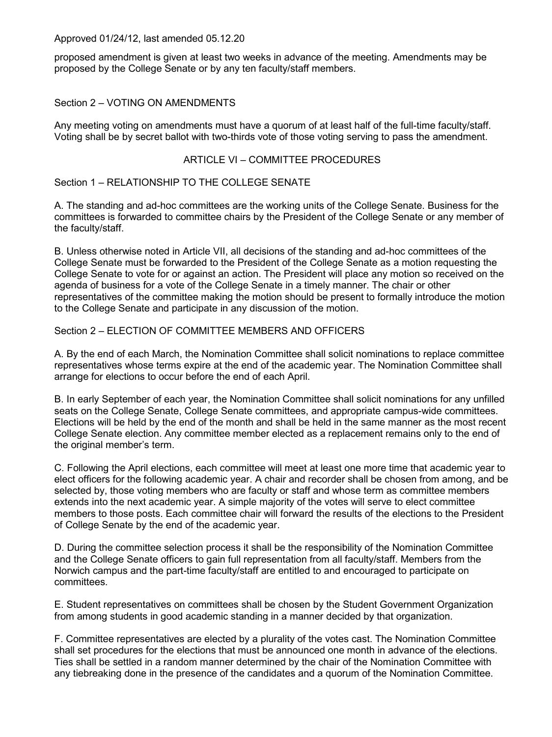proposed amendment is given at least two weeks in advance of the meeting. Amendments may be proposed by the College Senate or by any ten faculty/staff members.

Section 2 – VOTING ON AMENDMENTS

Any meeting voting on amendments must have a quorum of at least half of the full-time faculty/staff. Voting shall be by secret ballot with two-thirds vote of those voting serving to pass the amendment.

## ARTICLE VI – COMMITTEE PROCEDURES

Section 1 – RELATIONSHIP TO THE COLLEGE SENATE

A. The standing and ad-hoc committees are the working units of the College Senate. Business for the committees is forwarded to committee chairs by the President of the College Senate or any member of the faculty/staff.

B. Unless otherwise noted in Article VII, all decisions of the standing and ad-hoc committees of the College Senate must be forwarded to the President of the College Senate as a motion requesting the College Senate to vote for or against an action. The President will place any motion so received on the agenda of business for a vote of the College Senate in a timely manner. The chair or other representatives of the committee making the motion should be present to formally introduce the motion to the College Senate and participate in any discussion of the motion.

Section 2 – ELECTION OF COMMITTEE MEMBERS AND OFFICERS

A. By the end of each March, the Nomination Committee shall solicit nominations to replace committee representatives whose terms expire at the end of the academic year. The Nomination Committee shall arrange for elections to occur before the end of each April.

B. In early September of each year, the Nomination Committee shall solicit nominations for any unfilled seats on the College Senate, College Senate committees, and appropriate campus-wide committees. Elections will be held by the end of the month and shall be held in the same manner as the most recent College Senate election. Any committee member elected as a replacement remains only to the end of the original member's term.

C. Following the April elections, each committee will meet at least one more time that academic year to elect officers for the following academic year. A chair and recorder shall be chosen from among, and be selected by, those voting members who are faculty or staff and whose term as committee members extends into the next academic year. A simple majority of the votes will serve to elect committee members to those posts. Each committee chair will forward the results of the elections to the President of College Senate by the end of the academic year.

D. During the committee selection process it shall be the responsibility of the Nomination Committee and the College Senate officers to gain full representation from all faculty/staff. Members from the Norwich campus and the part-time faculty/staff are entitled to and encouraged to participate on committees.

E. Student representatives on committees shall be chosen by the Student Government Organization from among students in good academic standing in a manner decided by that organization.

F. Committee representatives are elected by a plurality of the votes cast. The Nomination Committee shall set procedures for the elections that must be announced one month in advance of the elections. Ties shall be settled in a random manner determined by the chair of the Nomination Committee with any tiebreaking done in the presence of the candidates and a quorum of the Nomination Committee.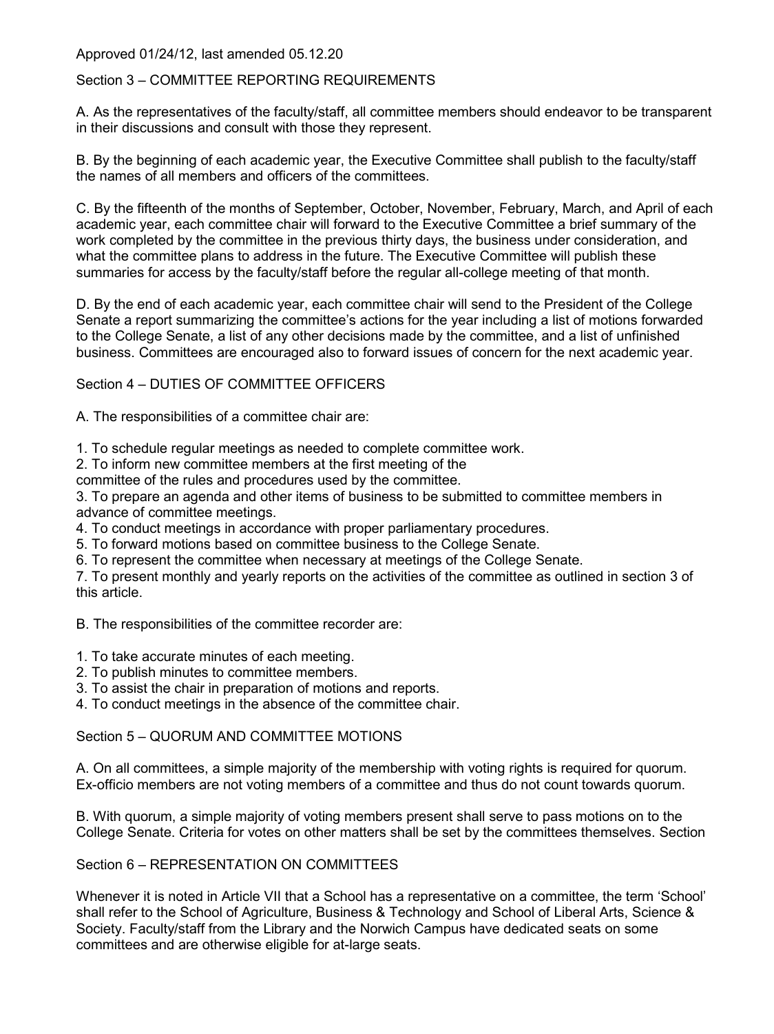Approved 01/24/12, last amended 05.12.20

Section 3 – COMMITTEE REPORTING REQUIREMENTS

A. As the representatives of the faculty/staff, all committee members should endeavor to be transparent in their discussions and consult with those they represent.

B. By the beginning of each academic year, the Executive Committee shall publish to the faculty/staff the names of all members and officers of the committees.

C. By the fifteenth of the months of September, October, November, February, March, and April of each academic year, each committee chair will forward to the Executive Committee a brief summary of the work completed by the committee in the previous thirty days, the business under consideration, and what the committee plans to address in the future. The Executive Committee will publish these summaries for access by the faculty/staff before the regular all-college meeting of that month.

D. By the end of each academic year, each committee chair will send to the President of the College Senate a report summarizing the committee's actions for the year including a list of motions forwarded to the College Senate, a list of any other decisions made by the committee, and a list of unfinished business. Committees are encouraged also to forward issues of concern for the next academic year.

Section 4 – DUTIES OF COMMITTEE OFFICERS

A. The responsibilities of a committee chair are:

1. To schedule regular meetings as needed to complete committee work.
2. To inform new committee members at the first meeting of the committee of the rules and procedures used by the committee.
3. To prepare an agenda and other items of business to be submitted to committee members in advance of committee meetings.
4. To conduct meetings in accordance with proper parliamentary procedures.
5. To forward motions based on committee business to the College Senate.
6. To represent the committee when necessary at meetings of the College Senate.
7. To present monthly and yearly reports on the activities of the committee as outlined in section 3 of this article.

B. The responsibilities of the committee recorder are:

1. To take accurate minutes of each meeting.
2. To publish minutes to committee members.
3. To assist the chair in preparation of motions and reports.
4. To conduct meetings in the absence of the committee chair.

Section 5 – QUORUM AND COMMITTEE MOTIONS

A. On all committees, a simple majority of the membership with voting rights is required for quorum. Ex-officio members are not voting members of a committee and thus do not count towards quorum.

B. With quorum, a simple majority of voting members present shall serve to pass motions on to the College Senate. Criteria for votes on other matters shall be set by the committees themselves. Section

Section 6 – REPRESENTATION ON COMMITTEES

Whenever it is noted in Article VII that a School has a representative on a committee, the term 'School' shall refer to the School of Agriculture, Business & Technology and School of Liberal Arts, Science & Society. Faculty/staff from the Library and the Norwich Campus have dedicated seats on some committees and are otherwise eligible for at-large seats.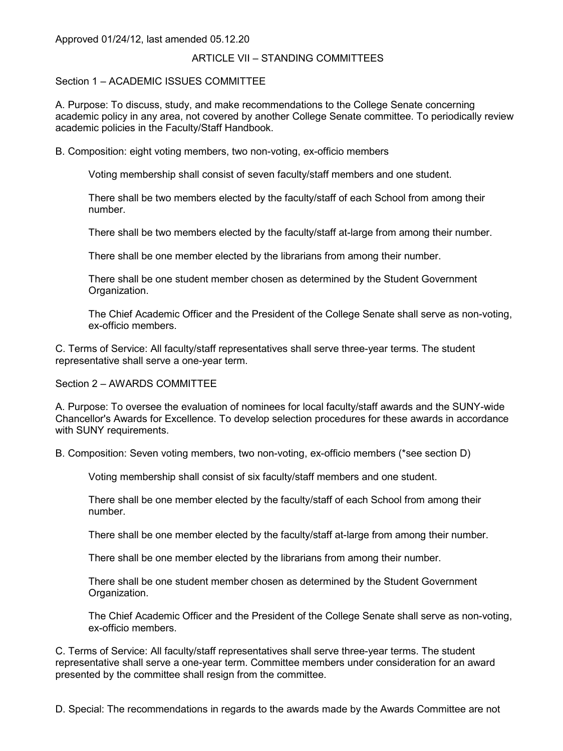Approved 01/24/12, last amended 05.12.20

ARTICLE VII – STANDING COMMITTEES

Section 1 – ACADEMIC ISSUES COMMITTEE

A. Purpose: To discuss, study, and make recommendations to the College Senate concerning academic policy in any area, not covered by another College Senate committee. To periodically review academic policies in the Faculty/Staff Handbook.

B. Composition: eight voting members, two non-voting, ex-officio members

Voting membership shall consist of seven faculty/staff members and one student.

There shall be two members elected by the faculty/staff of each School from among their number.

There shall be two members elected by the faculty/staff at-large from among their number.

There shall be one member elected by the librarians from among their number.

There shall be one student member chosen as determined by the Student Government Organization.

The Chief Academic Officer and the President of the College Senate shall serve as non-voting, ex-officio members.

C. Terms of Service: All faculty/staff representatives shall serve three-year terms. The student representative shall serve a one-year term.

Section 2 – AWARDS COMMITTEE

A. Purpose: To oversee the evaluation of nominees for local faculty/staff awards and the SUNY-wide Chancellor's Awards for Excellence. To develop selection procedures for these awards in accordance with SUNY requirements.

B. Composition: Seven voting members, two non-voting, ex-officio members (*see section D)

Voting membership shall consist of six faculty/staff members and one student.

There shall be one member elected by the faculty/staff of each School from among their number.

There shall be one member elected by the faculty/staff at-large from among their number.

There shall be one member elected by the librarians from among their number.

There shall be one student member chosen as determined by the Student Government Organization.

The Chief Academic Officer and the President of the College Senate shall serve as non-voting, ex-officio members.

C. Terms of Service: All faculty/staff representatives shall serve three-year terms. The student representative shall serve a one-year term. Committee members under consideration for an award presented by the committee shall resign from the committee.

D. Special: The recommendations in regards to the awards made by the Awards Committee are not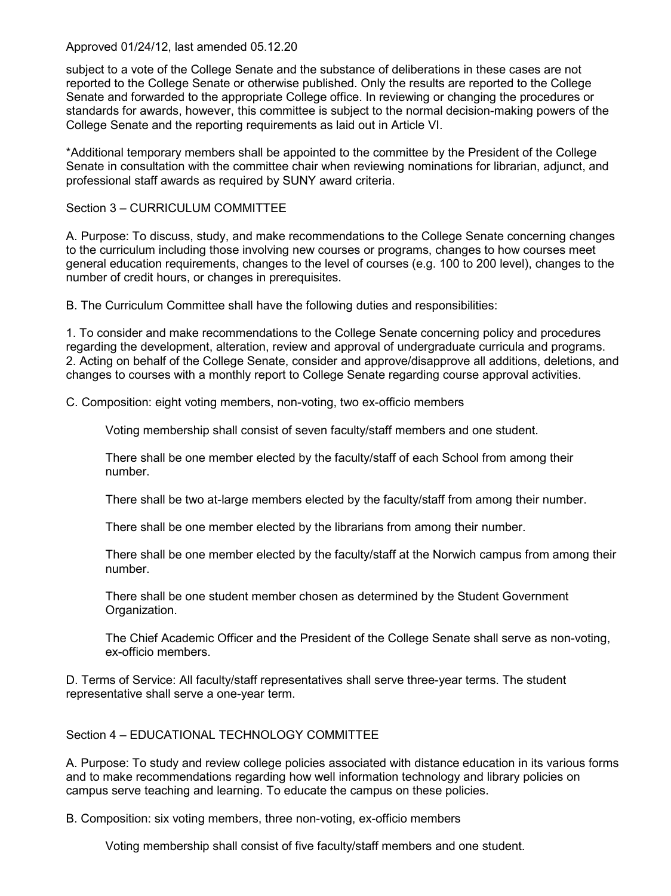subject to a vote of the College Senate and the substance of deliberations in these cases are not reported to the College Senate or otherwise published. Only the results are reported to the College Senate and forwarded to the appropriate College office. In reviewing or changing the procedures or standards for awards, however, this committee is subject to the normal decision-making powers of the College Senate and the reporting requirements as laid out in Article VI.

*Additional temporary members shall be appointed to the committee by the President of the College Senate in consultation with the committee chair when reviewing nominations for librarian, adjunct, and professional staff awards as required by SUNY award criteria.

## Section 3 – CURRICULUM COMMITTEE

A. Purpose: To discuss, study, and make recommendations to the College Senate concerning changes to the curriculum including those involving new courses or programs, changes to how courses meet general education requirements, changes to the level of courses (e.g. 100 to 200 level), changes to the number of credit hours, or changes in prerequisites.

B. The Curriculum Committee shall have the following duties and responsibilities:

1. To consider and make recommendations to the College Senate concerning policy and procedures regarding the development, alteration, review and approval of undergraduate curricula and programs.
2. Acting on behalf of the College Senate, consider and approve/disapprove all additions, deletions, and changes to courses with a monthly report to College Senate regarding course approval activities.

C. Composition: eight voting members, non-voting, two ex-officio members

> Voting membership shall consist of seven faculty/staff members and one student.
>
> There shall be one member elected by the faculty/staff of each School from among their number.
>
> There shall be two at-large members elected by the faculty/staff from among their number.
>
> There shall be one member elected by the librarians from among their number.
>
> There shall be one member elected by the faculty/staff at the Norwich campus from among their number.
>
> There shall be one student member chosen as determined by the Student Government Organization.
>
> The Chief Academic Officer and the President of the College Senate shall serve as non-voting, ex-officio members.

D. Terms of Service: All faculty/staff representatives shall serve three-year terms. The student representative shall serve a one-year term.

## Section 4 – EDUCATIONAL TECHNOLOGY COMMITTEE

A. Purpose: To study and review college policies associated with distance education in its various forms and to make recommendations regarding how well information technology and library policies on campus serve teaching and learning. To educate the campus on these policies.

B. Composition: six voting members, three non-voting, ex-officio members

> Voting membership shall consist of five faculty/staff members and one student.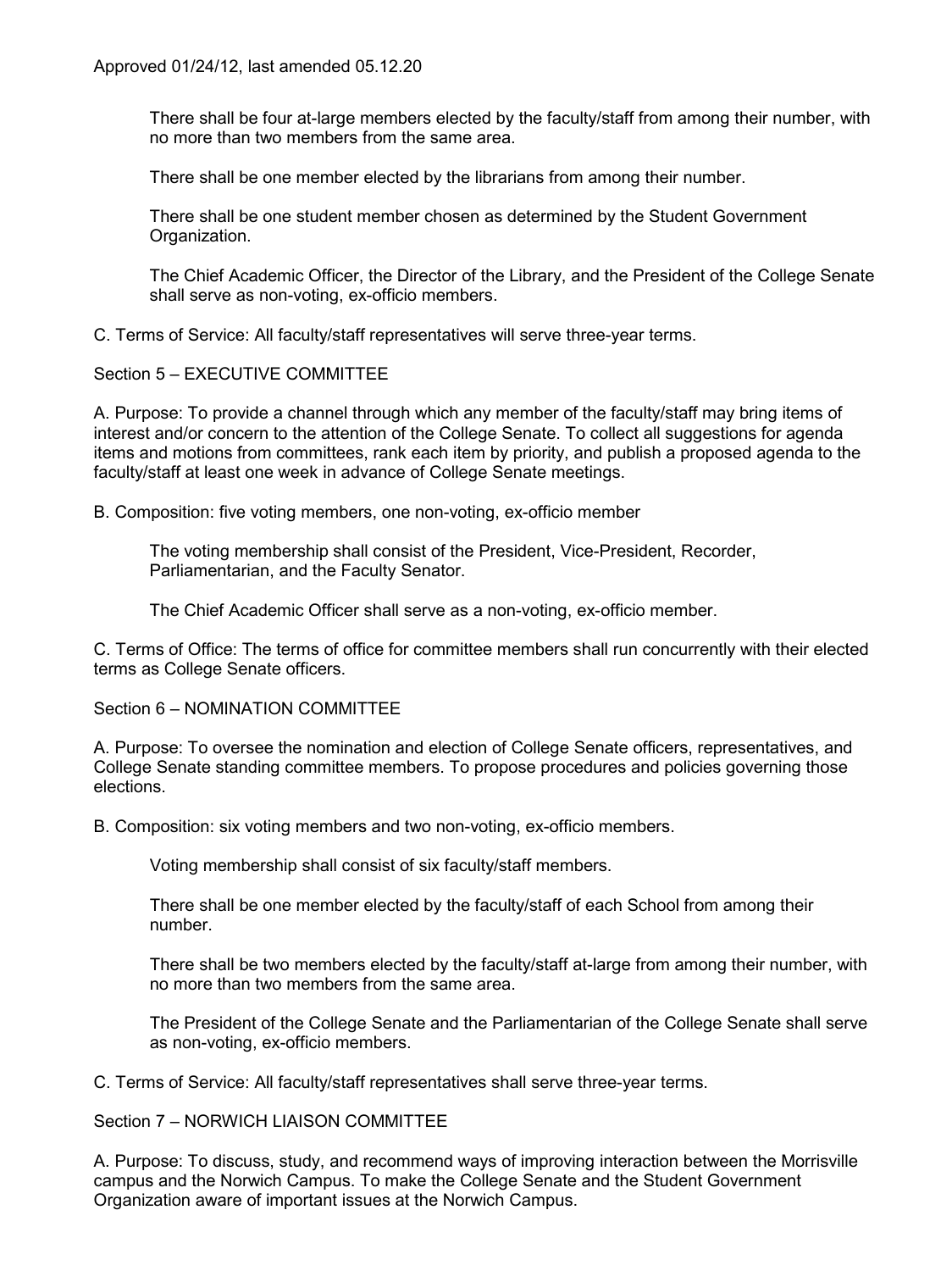Approved 01/24/12, last amended 05.12.20

There shall be four at-large members elected by the faculty/staff from among their number, with no more than two members from the same area.

There shall be one member elected by the librarians from among their number.

There shall be one student member chosen as determined by the Student Government Organization.

The Chief Academic Officer, the Director of the Library, and the President of the College Senate shall serve as non-voting, ex-officio members.

C. Terms of Service: All faculty/staff representatives will serve three-year terms.

Section 5 – EXECUTIVE COMMITTEE

A. Purpose: To provide a channel through which any member of the faculty/staff may bring items of interest and/or concern to the attention of the College Senate. To collect all suggestions for agenda items and motions from committees, rank each item by priority, and publish a proposed agenda to the faculty/staff at least one week in advance of College Senate meetings.

B. Composition: five voting members, one non-voting, ex-officio member

The voting membership shall consist of the President, Vice-President, Recorder, Parliamentarian, and the Faculty Senator.

The Chief Academic Officer shall serve as a non-voting, ex-officio member.

C. Terms of Office: The terms of office for committee members shall run concurrently with their elected terms as College Senate officers.

Section 6 – NOMINATION COMMITTEE

A. Purpose: To oversee the nomination and election of College Senate officers, representatives, and College Senate standing committee members. To propose procedures and policies governing those elections.

B. Composition: six voting members and two non-voting, ex-officio members.

Voting membership shall consist of six faculty/staff members.

There shall be one member elected by the faculty/staff of each School from among their number.

There shall be two members elected by the faculty/staff at-large from among their number, with no more than two members from the same area.

The President of the College Senate and the Parliamentarian of the College Senate shall serve as non-voting, ex-officio members.

C. Terms of Service: All faculty/staff representatives shall serve three-year terms.

Section 7 – NORWICH LIAISON COMMITTEE

A. Purpose: To discuss, study, and recommend ways of improving interaction between the Morrisville campus and the Norwich Campus. To make the College Senate and the Student Government Organization aware of important issues at the Norwich Campus.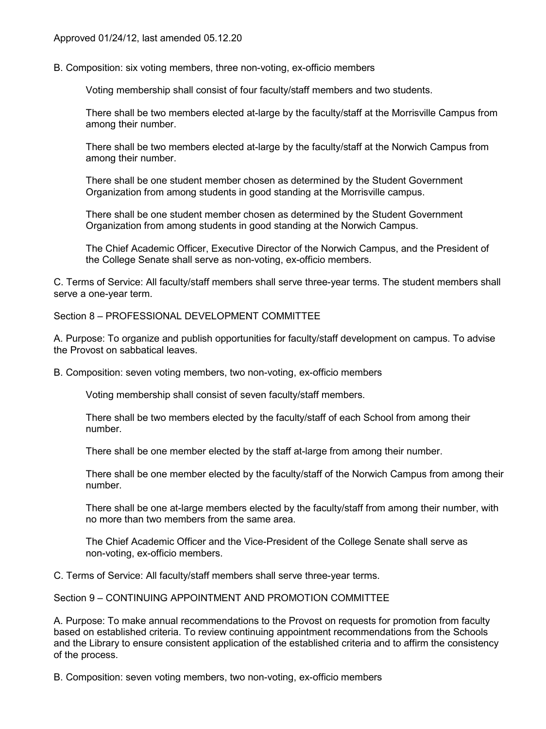Approved 01/24/12, last amended 05.12.20

B. Composition: six voting members, three non-voting, ex-officio members

Voting membership shall consist of four faculty/staff members and two students.

There shall be two members elected at-large by the faculty/staff at the Morrisville Campus from among their number.

There shall be two members elected at-large by the faculty/staff at the Norwich Campus from among their number.

There shall be one student member chosen as determined by the Student Government Organization from among students in good standing at the Morrisville campus.

There shall be one student member chosen as determined by the Student Government Organization from among students in good standing at the Norwich Campus.

The Chief Academic Officer, Executive Director of the Norwich Campus, and the President of the College Senate shall serve as non-voting, ex-officio members.

C. Terms of Service: All faculty/staff members shall serve three-year terms. The student members shall serve a one-year term.

## Section 8 – PROFESSIONAL DEVELOPMENT COMMITTEE

A. Purpose: To organize and publish opportunities for faculty/staff development on campus. To advise the Provost on sabbatical leaves.

B. Composition: seven voting members, two non-voting, ex-officio members

Voting membership shall consist of seven faculty/staff members.

There shall be two members elected by the faculty/staff of each School from among their number.

There shall be one member elected by the staff at-large from among their number.

There shall be one member elected by the faculty/staff of the Norwich Campus from among their number.

There shall be one at-large members elected by the faculty/staff from among their number, with no more than two members from the same area.

The Chief Academic Officer and the Vice-President of the College Senate shall serve as non-voting, ex-officio members.

C. Terms of Service: All faculty/staff members shall serve three-year terms.

## Section 9 – CONTINUING APPOINTMENT AND PROMOTION COMMITTEE

A. Purpose: To make annual recommendations to the Provost on requests for promotion from faculty based on established criteria. To review continuing appointment recommendations from the Schools and the Library to ensure consistent application of the established criteria and to affirm the consistency of the process.

B. Composition: seven voting members, two non-voting, ex-officio members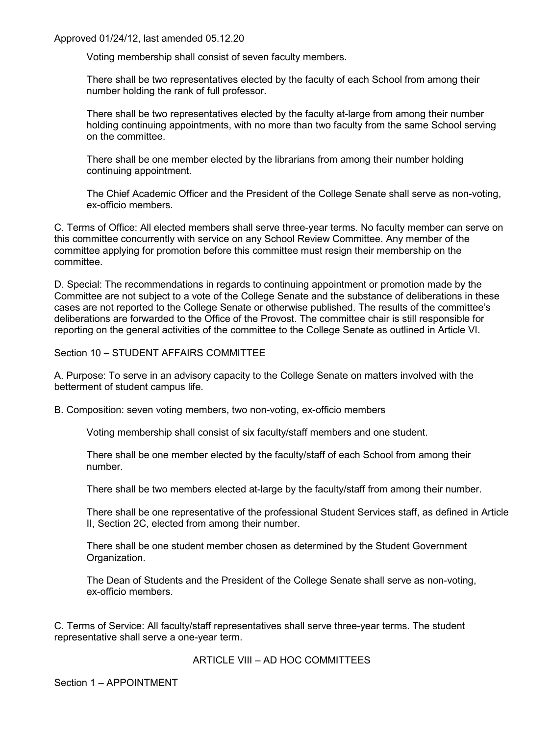Voting membership shall consist of seven faculty members.

There shall be two representatives elected by the faculty of each School from among their number holding the rank of full professor.

There shall be two representatives elected by the faculty at-large from among their number holding continuing appointments, with no more than two faculty from the same School serving on the committee.

There shall be one member elected by the librarians from among their number holding continuing appointment.

The Chief Academic Officer and the President of the College Senate shall serve as non-voting, ex-officio members.

C. Terms of Office: All elected members shall serve three-year terms. No faculty member can serve on this committee concurrently with service on any School Review Committee. Any member of the committee applying for promotion before this committee must resign their membership on the committee.

D. Special: The recommendations in regards to continuing appointment or promotion made by the Committee are not subject to a vote of the College Senate and the substance of deliberations in these cases are not reported to the College Senate or otherwise published. The results of the committee's deliberations are forwarded to the Office of the Provost. The committee chair is still responsible for reporting on the general activities of the committee to the College Senate as outlined in Article VI.

Section 10 – STUDENT AFFAIRS COMMITTEE

A. Purpose: To serve in an advisory capacity to the College Senate on matters involved with the betterment of student campus life.

B. Composition: seven voting members, two non-voting, ex-officio members

Voting membership shall consist of six faculty/staff members and one student.

There shall be one member elected by the faculty/staff of each School from among their number.

There shall be two members elected at-large by the faculty/staff from among their number.

There shall be one representative of the professional Student Services staff, as defined in Article II, Section 2C, elected from among their number.

There shall be one student member chosen as determined by the Student Government Organization.

The Dean of Students and the President of the College Senate shall serve as non-voting, ex-officio members.

C. Terms of Service: All faculty/staff representatives shall serve three-year terms. The student representative shall serve a one-year term.

## ARTICLE VIII – AD HOC COMMITTEES

Section 1 – APPOINTMENT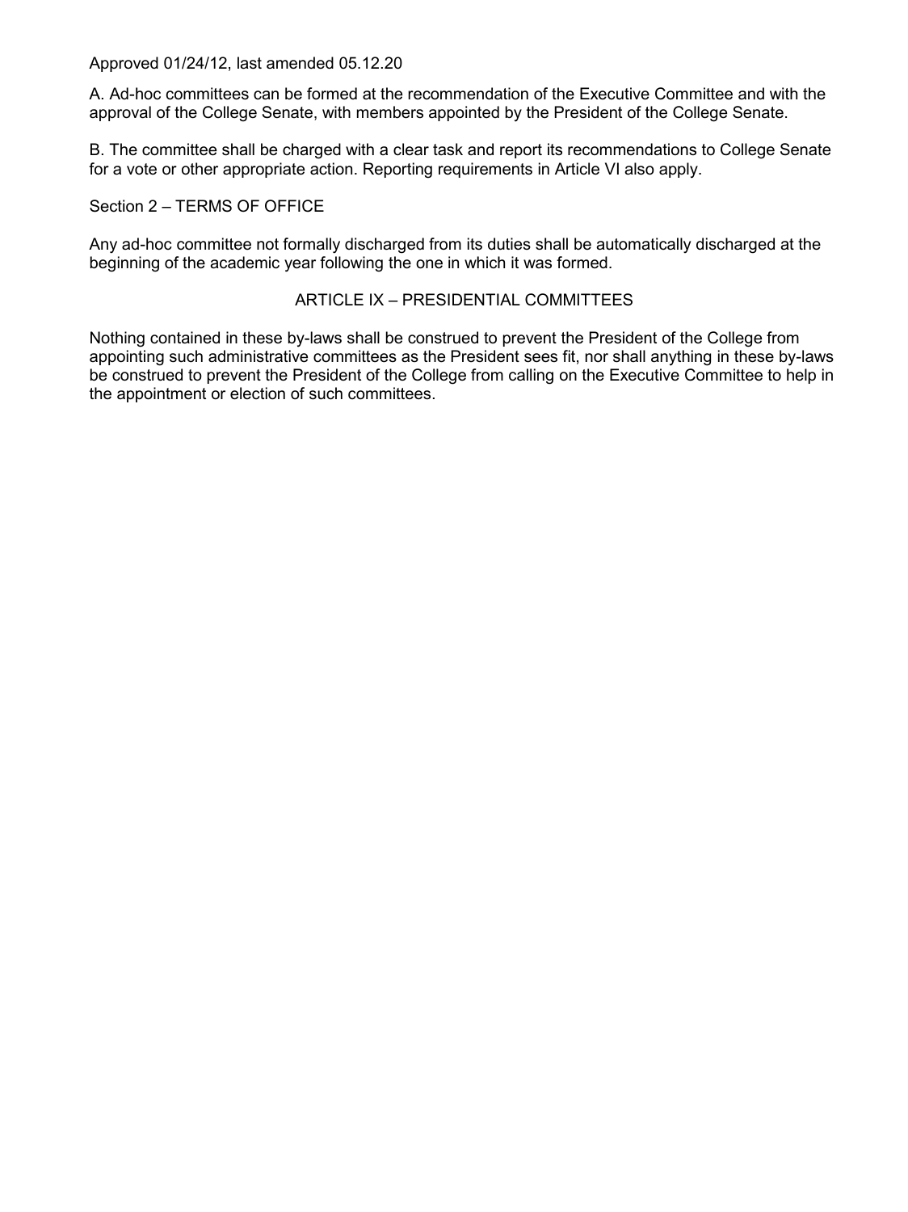Approved 01/24/12, last amended 05.12.20

A. Ad-hoc committees can be formed at the recommendation of the Executive Committee and with the approval of the College Senate, with members appointed by the President of the College Senate.

B. The committee shall be charged with a clear task and report its recommendations to College Senate for a vote or other appropriate action. Reporting requirements in Article VI also apply.

Section 2 – TERMS OF OFFICE

Any ad-hoc committee not formally discharged from its duties shall be automatically discharged at the beginning of the academic year following the one in which it was formed.

## ARTICLE IX – PRESIDENTIAL COMMITTEES

Nothing contained in these by-laws shall be construed to prevent the President of the College from appointing such administrative committees as the President sees fit, nor shall anything in these by-laws be construed to prevent the President of the College from calling on the Executive Committee to help in the appointment or election of such committees.